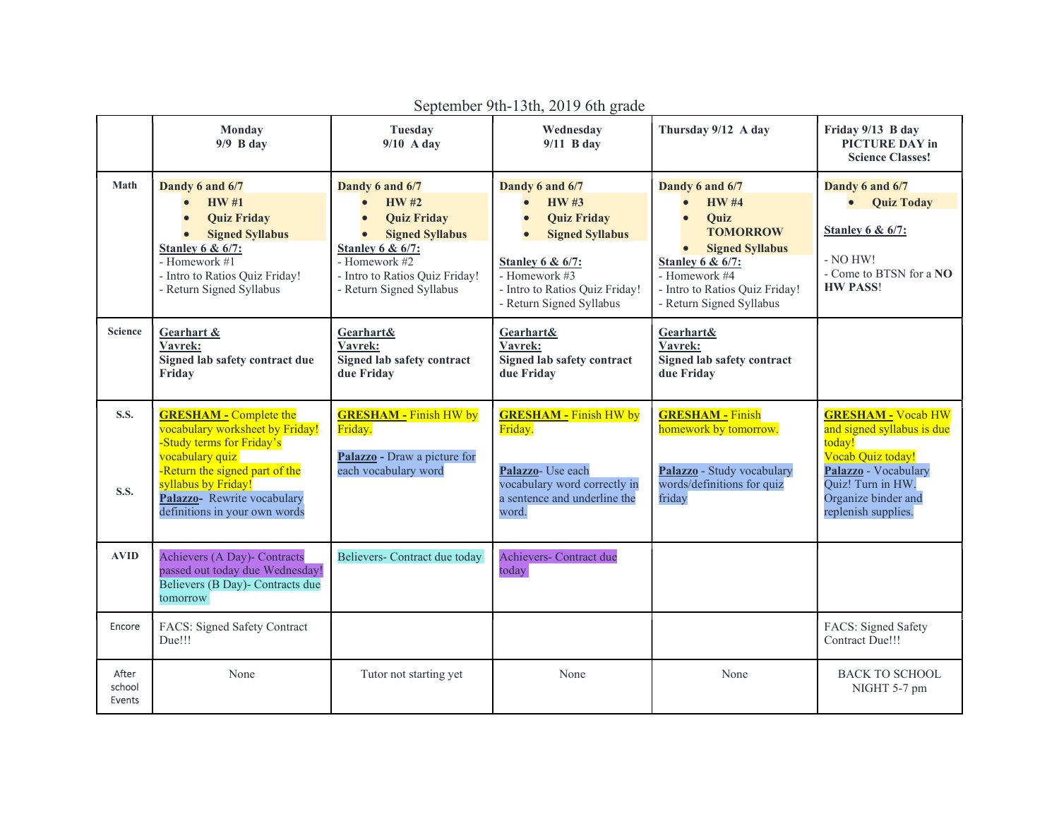September 9th-13th, 2019 6th grade

| | **Monday 9/9 B day** | **Tuesday 9/10 A day** | **Wednesday 9/11 B day** | **Thursday 9/12 A day** | **Friday 9/13 B day PICTURE DAY in Science Classes!** |
|---|---|---|---|---|---|
| **Math** | **Dandy 6 and 6/7**<br>• **HW #1**<br>• **Quiz Friday**<br>• **Signed Syllabus**<br>**Stanley 6 & 6/7:**<br>- Homework #1<br>- Intro to Ratios Quiz Friday!<br>- Return Signed Syllabus | **Dandy 6 and 6/7**<br>• **HW #2**<br>• **Quiz Friday**<br>• **Signed Syllabus**<br>**Stanley 6 & 6/7:**<br>- Homework #2<br>- Intro to Ratios Quiz Friday!<br>- Return Signed Syllabus | **Dandy 6 and 6/7**<br>• **HW #3**<br>• **Quiz Friday**<br>• **Signed Syllabus**<br>**Stanley 6 & 6/7:**<br>- Homework #3<br>- Intro to Ratios Quiz Friday!<br>- Return Signed Syllabus | **Dandy 6 and 6/7**<br>• **HW #4**<br>• **Quiz TOMORROW**<br>• **Signed Syllabus**<br>**Stanley 6 & 6/7:**<br>- Homework #4<br>- Intro to Ratios Quiz Friday!<br>- Return Signed Syllabus | **Dandy 6 and 6/7**<br>• **Quiz Today**<br>**Stanley 6 & 6/7:**<br>- NO HW!<br>- Come to BTSN for a **NO HW PASS**! |
| **Science** | **Gearhart & Vavrek:**<br>**Signed lab safety contract due Friday** | **Gearhart& Vavrek:**<br>**Signed lab safety contract due Friday** | **Gearhart& Vavrek:**<br>**Signed lab safety contract due Friday** | **Gearhart& Vavrek:**<br>**Signed lab safety contract due Friday** | |
| **S.S.**<br>**S.S.** | **GRESHAM -** Complete the vocabulary worksheet by Friday!<br>-Study terms for Friday's vocabulary quiz<br>-Return the signed part of the syllabus by Friday!<br>**Palazzo-** Rewrite vocabulary definitions in your own words | **GRESHAM -** Finish HW by Friday.<br>**Palazzo -** Draw a picture for each vocabulary word | **GRESHAM -** Finish HW by Friday.<br>**Palazzo**- Use each vocabulary word correctly in a sentence and underline the word. | **GRESHAM -** Finish homework by tomorrow.<br>**Palazzo** - Study vocabulary words/definitions for quiz friday | **GRESHAM -** Vocab HW and signed syllabus is due today!<br>Vocab Quiz today!<br>**Palazzo** - Vocabulary Quiz! Turn in HW. Organize binder and replenish supplies. |
| **AVID** | Achievers (A Day)- Contracts passed out today due Wednesday!<br>Believers (B Day)- Contracts due tomorrow | Believers- Contract due today | Achievers- Contract due today | | |
| Encore | FACS: Signed Safety Contract Due!!! | | | | FACS: Signed Safety Contract Due!!! |
| After school Events | None | Tutor not starting yet | None | None | BACK TO SCHOOL NIGHT 5-7 pm |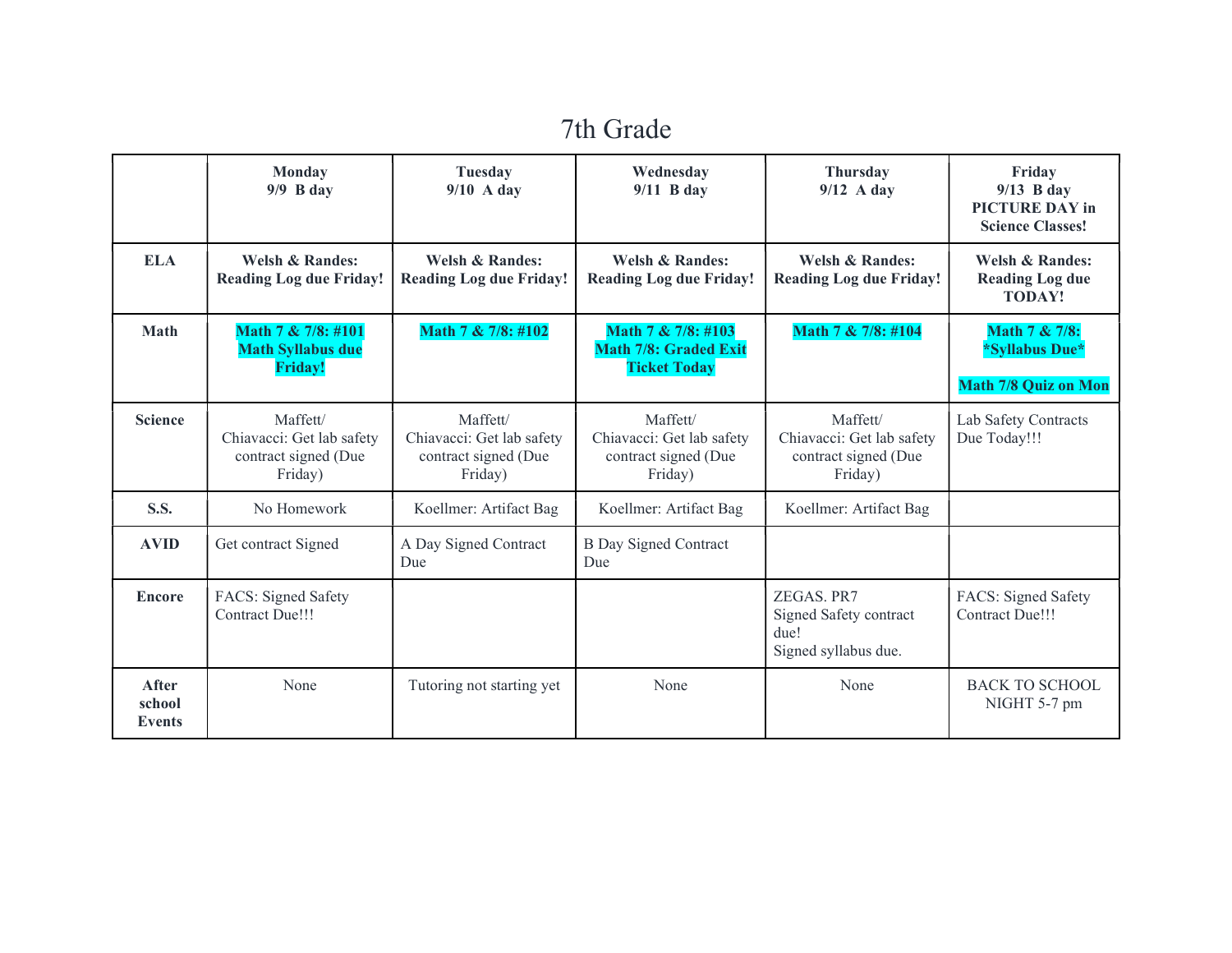# 7th Grade

| | **Monday 9/9 B day** | **Tuesday 9/10 A day** | **Wednesday 9/11 B day** | **Thursday 9/12 A day** | **Friday 9/13 B day PICTURE DAY in Science Classes!** |
|---|---|---|---|---|---|
| **ELA** | **Welsh & Randes: Reading Log due Friday!** | **Welsh & Randes: Reading Log due Friday!** | **Welsh & Randes: Reading Log due Friday!** | **Welsh & Randes: Reading Log due Friday!** | **Welsh & Randes: Reading Log due TODAY!** |
| **Math** | **Math 7 & 7/8: #101 Math Syllabus due Friday!** | **Math 7 & 7/8: #102** | **Math 7 & 7/8: #103 Math 7/8: Graded Exit Ticket Today** | **Math 7 & 7/8: #104** | **Math 7 & 7/8: *Syllabus Due*** <br><br> **Math 7/8 Quiz on Mon** |
| **Science** | Maffett/ Chiavacci: Get lab safety contract signed (Due Friday) | Maffett/ Chiavacci: Get lab safety contract signed (Due Friday) | Maffett/ Chiavacci: Get lab safety contract signed (Due Friday) | Maffett/ Chiavacci: Get lab safety contract signed (Due Friday) | Lab Safety Contracts Due Today!!! |
| **S.S.** | No Homework | Koellmer: Artifact Bag | Koellmer: Artifact Bag | Koellmer: Artifact Bag | |
| **AVID** | Get contract Signed | A Day Signed Contract Due | B Day Signed Contract Due | | |
| **Encore** | FACS: Signed Safety Contract Due!!! | | | ZEGAS. PR7 <br> Signed Safety contract due! <br> Signed syllabus due. | FACS: Signed Safety Contract Due!!! |
| **After school Events** | None | Tutoring not starting yet | None | None | BACK TO SCHOOL NIGHT 5-7 pm |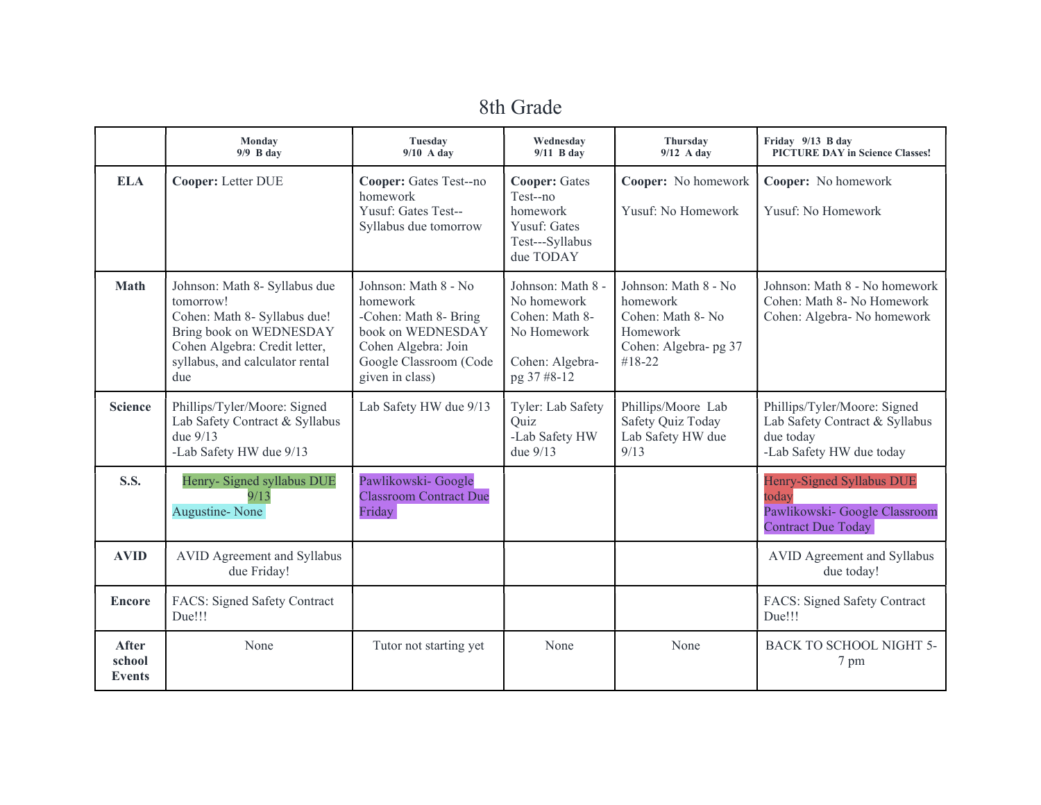# 8th Grade

| | Monday 9/9 B day | Tuesday 9/10 A day | Wednesday 9/11 B day | Thursday 9/12 A day | Friday 9/13 B day PICTURE DAY in Science Classes! |
|---|---|---|---|---|---|
| **ELA** | **Cooper:** Letter DUE | **Cooper:** Gates Test--no homework<br>Yusuf: Gates Test--Syllabus due tomorrow | **Cooper:** Gates Test--no homework<br>Yusuf: Gates Test---Syllabus due TODAY | **Cooper:** No homework<br><br>Yusuf: No Homework | **Cooper:** No homework<br><br>Yusuf: No Homework |
| **Math** | Johnson: Math 8- Syllabus due tomorrow!<br>Cohen: Math 8- Syllabus due! Bring book on WEDNESDAY<br>Cohen Algebra: Credit letter, syllabus, and calculator rental due | Johnson: Math 8 - No homework<br>-Cohen: Math 8- Bring book on WEDNESDAY<br>Cohen Algebra: Join Google Classroom (Code given in class) | Johnson: Math 8 - No homework<br>Cohen: Math 8- No Homework<br><br>Cohen: Algebra- pg 37 #8-12 | Johnson: Math 8 - No homework<br>Cohen: Math 8- No Homework<br>Cohen: Algebra- pg 37 #18-22 | Johnson: Math 8 - No homework<br>Cohen: Math 8- No Homework<br>Cohen: Algebra- No homework |
| **Science** | Phillips/Tyler/Moore: Signed Lab Safety Contract & Syllabus due 9/13<br>-Lab Safety HW due 9/13 | Lab Safety HW due 9/13 | Tyler: Lab Safety Quiz<br>-Lab Safety HW due 9/13 | Phillips/Moore Lab Safety Quiz Today<br>Lab Safety HW due 9/13 | Phillips/Tyler/Moore: Signed Lab Safety Contract & Syllabus due today<br>-Lab Safety HW due today |
| **S.S.** | Henry- Signed syllabus DUE 9/13<br>Augustine- None | Pawlikowski- Google Classroom Contract Due Friday | | | Henry-Signed Syllabus DUE today<br>Pawlikowski- Google Classroom Contract Due Today |
| **AVID** | AVID Agreement and Syllabus due Friday! | | | | AVID Agreement and Syllabus due today! |
| **Encore** | FACS: Signed Safety Contract Due!!! | | | | FACS: Signed Safety Contract Due!!! |
| **After school Events** | None | Tutor not starting yet | None | None | BACK TO SCHOOL NIGHT 5-7 pm |